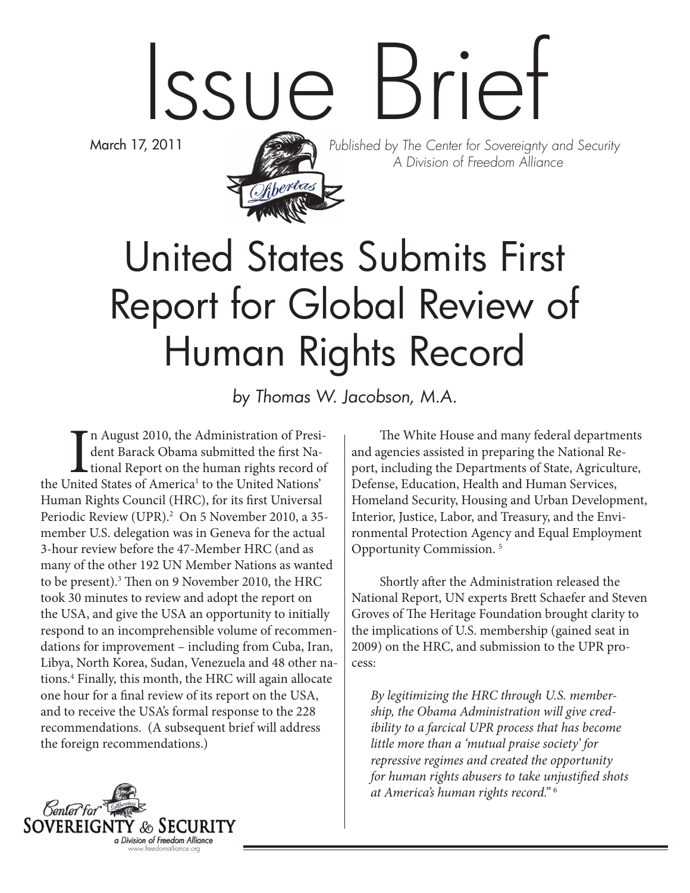# Issue Brief

March 17, 2011

*Published by The Center for Sovereignty and Security*
*A Division of Freedom Alliance*

# United States Submits First Report for Global Review of Human Rights Record

*by Thomas W. Jacobson, M.A.*

In August 2010, the Administration of President Barack Obama submitted the first National Report on the human rights record of the United States of America[1] to the United Nations' Human Rights Council (HRC), for its first Universal Periodic Review (UPR).[2] On 5 November 2010, a 35-member U.S. delegation was in Geneva for the actual 3-hour review before the 47-Member HRC (and as many of the other 192 UN Member Nations as wanted to be present).[3] Then on 9 November 2010, the HRC took 30 minutes to review and adopt the report on the USA, and give the USA an opportunity to initially respond to an incomprehensible volume of recommendations for improvement – including from Cuba, Iran, Libya, North Korea, Sudan, Venezuela and 48 other nations.[4] Finally, this month, the HRC will again allocate one hour for a final review of its report on the USA, and to receive the USA's formal response to the 228 recommendations. (A subsequent brief will address the foreign recommendations.)

The White House and many federal departments and agencies assisted in preparing the National Report, including the Departments of State, Agriculture, Defense, Education, Health and Human Services, Homeland Security, Housing and Urban Development, Interior, Justice, Labor, and Treasury, and the Environmental Protection Agency and Equal Employment Opportunity Commission. [5]

Shortly after the Administration released the National Report, UN experts Brett Schaefer and Steven Groves of The Heritage Foundation brought clarity to the implications of U.S. membership (gained seat in 2009) on the HRC, and submission to the UPR process:

> *By legitimizing the HRC through U.S. membership, the Obama Administration will give credibility to a farcical UPR process that has become little more than a 'mutual praise society' for repressive regimes and created the opportunity for human rights abusers to take unjustified shots at America's human rights record."* [6]

Center for Sovereignty & Security
a Division of Freedom Alliance
www.freedomalliance.org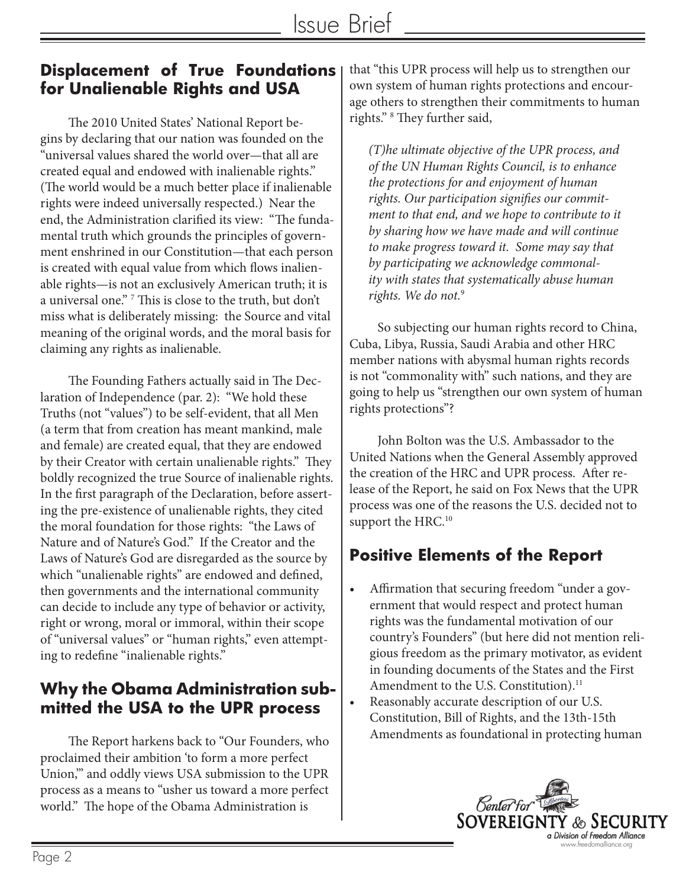## Displacement of True Foundations for Unalienable Rights and USA

The 2010 United States' National Report begins by declaring that our nation was founded on the "universal values shared the world over—that all are created equal and endowed with inalienable rights." (The world would be a much better place if inalienable rights were indeed universally respected.) Near the end, the Administration clarified its view: "The fundamental truth which grounds the principles of government enshrined in our Constitution—that each person is created with equal value from which flows inalienable rights—is not an exclusively American truth; it is a universal one." [7] This is close to the truth, but don't miss what is deliberately missing: the Source and vital meaning of the original words, and the moral basis for claiming any rights as inalienable.

The Founding Fathers actually said in The Declaration of Independence (par. 2): "We hold these Truths (not "values") to be self-evident, that all Men (a term that from creation has meant mankind, male and female) are created equal, that they are endowed by their Creator with certain unalienable rights." They boldly recognized the true Source of inalienable rights. In the first paragraph of the Declaration, before asserting the pre-existence of unalienable rights, they cited the moral foundation for those rights: "the Laws of Nature and of Nature's God." If the Creator and the Laws of Nature's God are disregarded as the source by which "unalienable rights" are endowed and defined, then governments and the international community can decide to include any type of behavior or activity, right or wrong, moral or immoral, within their scope of "universal values" or "human rights," even attempting to redefine "inalienable rights."

## Why the Obama Administration submitted the USA to the UPR process

The Report harkens back to "Our Founders, who proclaimed their ambition 'to form a more perfect Union,'" and oddly views USA submission to the UPR process as a means to "usher us toward a more perfect world." The hope of the Obama Administration is that "this UPR process will help us to strengthen our own system of human rights protections and encourage others to strengthen their commitments to human rights." [8] They further said,

> *(T)he ultimate objective of the UPR process, and of the UN Human Rights Council, is to enhance the protections for and enjoyment of human rights. Our participation signifies our commitment to that end, and we hope to contribute to it by sharing how we have made and will continue to make progress toward it. Some may say that by participating we acknowledge commonality with states that systematically abuse human rights. We do not.*[9]

So subjecting our human rights record to China, Cuba, Libya, Russia, Saudi Arabia and other HRC member nations with abysmal human rights records is not "commonality with" such nations, and they are going to help us "strengthen our own system of human rights protections"?

John Bolton was the U.S. Ambassador to the United Nations when the General Assembly approved the creation of the HRC and UPR process. After release of the Report, he said on Fox News that the UPR process was one of the reasons the U.S. decided not to support the HRC.[10]

## Positive Elements of the Report

- Affirmation that securing freedom "under a government that would respect and protect human rights was the fundamental motivation of our country's Founders" (but here did not mention religious freedom as the primary motivator, as evident in founding documents of the States and the First Amendment to the U.S. Constitution).[11]
- Reasonably accurate description of our U.S. Constitution, Bill of Rights, and the 13th-15th Amendments as foundational in protecting human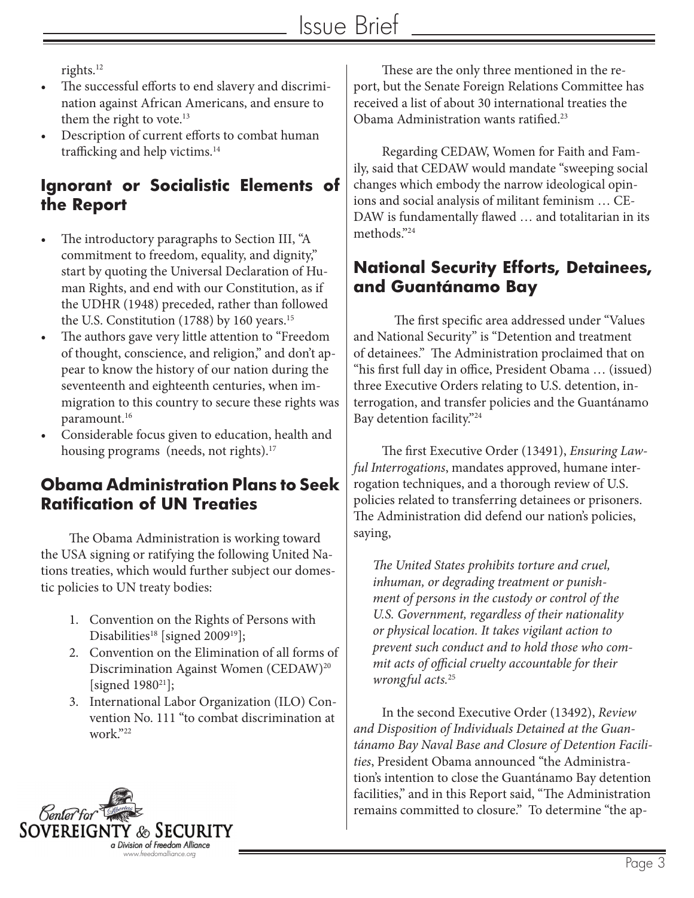rights.[12]

- The successful efforts to end slavery and discrimination against African Americans, and ensure to them the right to vote.[13]
- Description of current efforts to combat human trafficking and help victims.[14]

## Ignorant or Socialistic Elements of the Report

- The introductory paragraphs to Section III, "A commitment to freedom, equality, and dignity," start by quoting the Universal Declaration of Human Rights, and end with our Constitution, as if the UDHR (1948) preceded, rather than followed the U.S. Constitution (1788) by 160 years.[15]
- The authors gave very little attention to "Freedom of thought, conscience, and religion," and don't appear to know the history of our nation during the seventeenth and eighteenth centuries, when immigration to this country to secure these rights was paramount.[16]
- Considerable focus given to education, health and housing programs (needs, not rights).[17]

## Obama Administration Plans to Seek Ratification of UN Treaties

The Obama Administration is working toward the USA signing or ratifying the following United Nations treaties, which would further subject our domestic policies to UN treaty bodies:

1. Convention on the Rights of Persons with Disabilities[18] [signed 2009[19]];
2. Convention on the Elimination of all forms of Discrimination Against Women (CEDAW)[20] [signed 1980[21]];
3. International Labor Organization (ILO) Convention No. 111 "to combat discrimination at work."[22]

These are the only three mentioned in the report, but the Senate Foreign Relations Committee has received a list of about 30 international treaties the Obama Administration wants ratified.[23]

Regarding CEDAW, Women for Faith and Family, said that CEDAW would mandate "sweeping social changes which embody the narrow ideological opinions and social analysis of militant feminism … CEDAW is fundamentally flawed … and totalitarian in its methods."[24]

## National Security Efforts, Detainees, and Guantánamo Bay

The first specific area addressed under "Values and National Security" is "Detention and treatment of detainees." The Administration proclaimed that on "his first full day in office, President Obama … (issued) three Executive Orders relating to U.S. detention, interrogation, and transfer policies and the Guantánamo Bay detention facility."[24]

The first Executive Order (13491), *Ensuring Lawful Interrogations*, mandates approved, humane interrogation techniques, and a thorough review of U.S. policies related to transferring detainees or prisoners. The Administration did defend our nation's policies, saying,

> *The United States prohibits torture and cruel, inhuman, or degrading treatment or punishment of persons in the custody or control of the U.S. Government, regardless of their nationality or physical location. It takes vigilant action to prevent such conduct and to hold those who commit acts of official cruelty accountable for their wrongful acts.*[25]

In the second Executive Order (13492), *Review and Disposition of Individuals Detained at the Guantánamo Bay Naval Base and Closure of Detention Facilities*, President Obama announced "the Administration's intention to close the Guantánamo Bay detention facilities," and in this Report said, "The Administration remains committed to closure." To determine "the ap-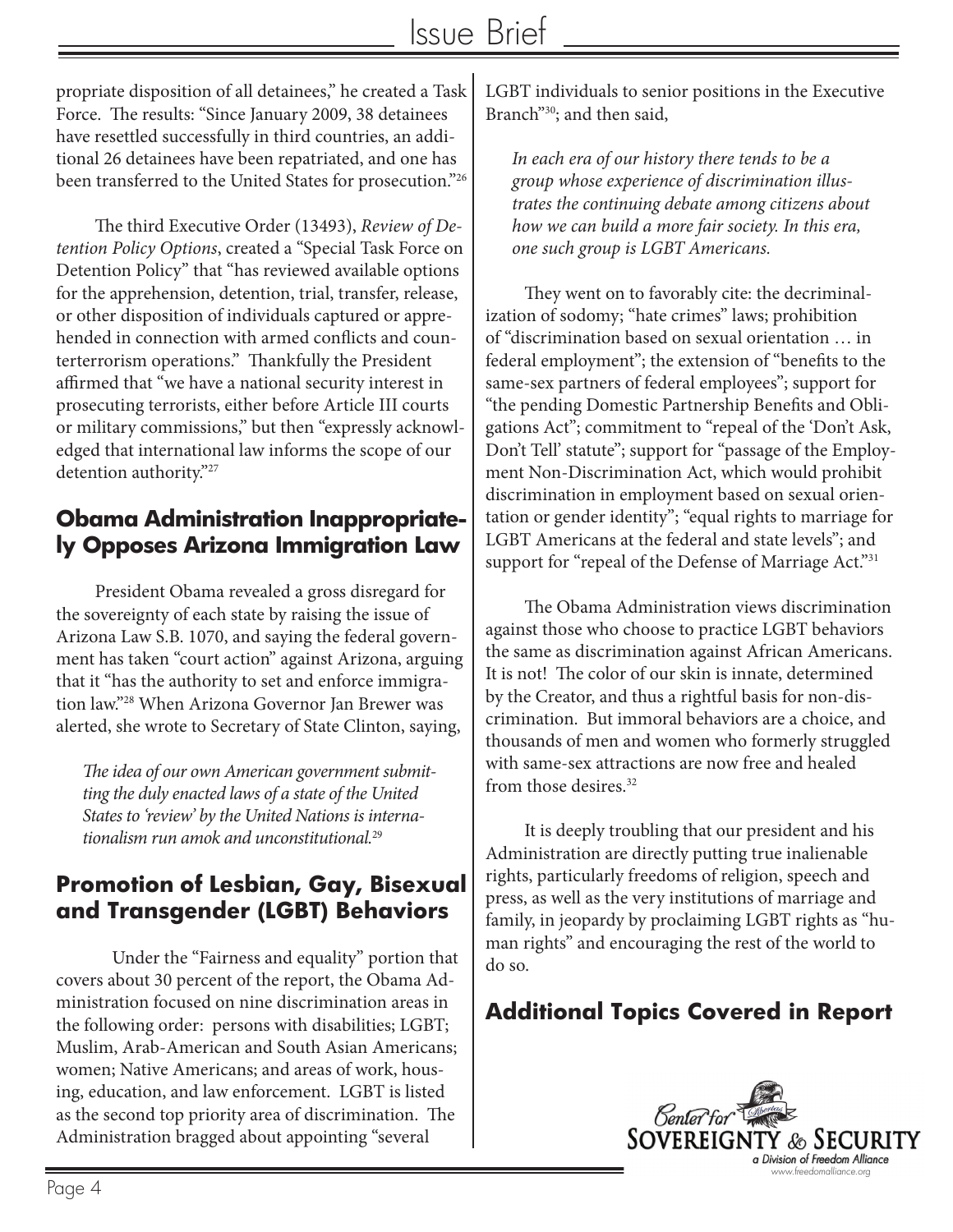propriate disposition of all detainees," he created a Task Force. The results: "Since January 2009, 38 detainees have resettled successfully in third countries, an additional 26 detainees have been repatriated, and one has been transferred to the United States for prosecution."[26]

The third Executive Order (13493), *Review of Detention Policy Options*, created a "Special Task Force on Detention Policy" that "has reviewed available options for the apprehension, detention, trial, transfer, release, or other disposition of individuals captured or apprehended in connection with armed conflicts and counterterrorism operations." Thankfully the President affirmed that "we have a national security interest in prosecuting terrorists, either before Article III courts or military commissions," but then "expressly acknowledged that international law informs the scope of our detention authority."[27]

## Obama Administration Inappropriately Opposes Arizona Immigration Law

President Obama revealed a gross disregard for the sovereignty of each state by raising the issue of Arizona Law S.B. 1070, and saying the federal government has taken "court action" against Arizona, arguing that it "has the authority to set and enforce immigration law."[28] When Arizona Governor Jan Brewer was alerted, she wrote to Secretary of State Clinton, saying,

> *The idea of our own American government submitting the duly enacted laws of a state of the United States to 'review' by the United Nations is internationalism run amok and unconstitutional.*[29]

## Promotion of Lesbian, Gay, Bisexual and Transgender (LGBT) Behaviors

Under the "Fairness and equality" portion that covers about 30 percent of the report, the Obama Administration focused on nine discrimination areas in the following order: persons with disabilities; LGBT; Muslim, Arab-American and South Asian Americans; women; Native Americans; and areas of work, housing, education, and law enforcement. LGBT is listed as the second top priority area of discrimination. The Administration bragged about appointing "several LGBT individuals to senior positions in the Executive Branch"[30]; and then said,

> *In each era of our history there tends to be a group whose experience of discrimination illustrates the continuing debate among citizens about how we can build a more fair society. In this era, one such group is LGBT Americans.*

They went on to favorably cite: the decriminalization of sodomy; "hate crimes" laws; prohibition of "discrimination based on sexual orientation … in federal employment"; the extension of "benefits to the same-sex partners of federal employees"; support for "the pending Domestic Partnership Benefits and Obligations Act"; commitment to "repeal of the 'Don't Ask, Don't Tell' statute"; support for "passage of the Employment Non-Discrimination Act, which would prohibit discrimination in employment based on sexual orientation or gender identity"; "equal rights to marriage for LGBT Americans at the federal and state levels"; and support for "repeal of the Defense of Marriage Act."[31]

The Obama Administration views discrimination against those who choose to practice LGBT behaviors the same as discrimination against African Americans. It is not! The color of our skin is innate, determined by the Creator, and thus a rightful basis for non-discrimination. But immoral behaviors are a choice, and thousands of men and women who formerly struggled with same-sex attractions are now free and healed from those desires.[32]

It is deeply troubling that our president and his Administration are directly putting true inalienable rights, particularly freedoms of religion, speech and press, as well as the very institutions of marriage and family, in jeopardy by proclaiming LGBT rights as "human rights" and encouraging the rest of the world to do so.

## Additional Topics Covered in Report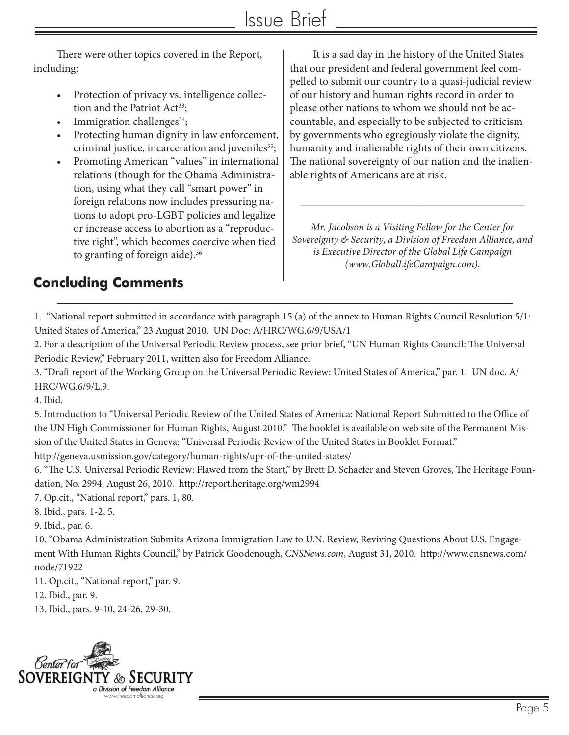There were other topics covered in the Report, including:

- Protection of privacy vs. intelligence collection and the Patriot Act[33];
- Immigration challenges[34];
- Protecting human dignity in law enforcement, criminal justice, incarceration and juveniles[35];
- Promoting American "values" in international relations (though for the Obama Administration, using what they call "smart power" in foreign relations now includes pressuring nations to adopt pro-LGBT policies and legalize or increase access to abortion as a "reproductive right", which becomes coercive when tied to granting of foreign aide).[36]

## Concluding Comments

It is a sad day in the history of the United States that our president and federal government feel compelled to submit our country to a quasi-judicial review of our history and human rights record in order to please other nations to whom we should not be accountable, and especially to be subjected to criticism by governments who egregiously violate the dignity, humanity and inalienable rights of their own citizens. The national sovereignty of our nation and the inalienable rights of Americans are at risk.

---

*Mr. Jacobson is a Visiting Fellow for the Center for Sovereignty & Security, a Division of Freedom Alliance, and is Executive Director of the Global Life Campaign (www.GlobalLifeCampaign.com).*

---

1. "National report submitted in accordance with paragraph 15 (a) of the annex to Human Rights Council Resolution 5/1: United States of America," 23 August 2010. UN Doc: A/HRC/WG.6/9/USA/1
2. For a description of the Universal Periodic Review process, see prior brief, "UN Human Rights Council: The Universal Periodic Review," February 2011, written also for Freedom Alliance.
3. "Draft report of the Working Group on the Universal Periodic Review: United States of America," par. 1. UN doc. A/HRC/WG.6/9/L.9.
4. Ibid.
5. Introduction to "Universal Periodic Review of the United States of America: National Report Submitted to the Office of the UN High Commissioner for Human Rights, August 2010." The booklet is available on web site of the Permanent Mission of the United States in Geneva: "Universal Periodic Review of the United States in Booklet Format." http://geneva.usmission.gov/category/human-rights/upr-of-the-united-states/
6. "The U.S. Universal Periodic Review: Flawed from the Start," by Brett D. Schaefer and Steven Groves, The Heritage Foundation, No. 2994, August 26, 2010. http://report.heritage.org/wm2994
7. Op.cit., "National report," pars. 1, 80.
8. Ibid., pars. 1-2, 5.
9. Ibid., par. 6.
10. "Obama Administration Submits Arizona Immigration Law to U.N. Review, Reviving Questions About U.S. Engagement With Human Rights Council," by Patrick Goodenough, *CNSNews.com*, August 31, 2010. http://www.cnsnews.com/node/71922
11. Op.cit., "National report," par. 9.
12. Ibid., par. 9.
13. Ibid., pars. 9-10, 24-26, 29-30.

Center for SOVEREIGNTY & SECURITY
a Division of Freedom Alliance
www.freedomalliance.org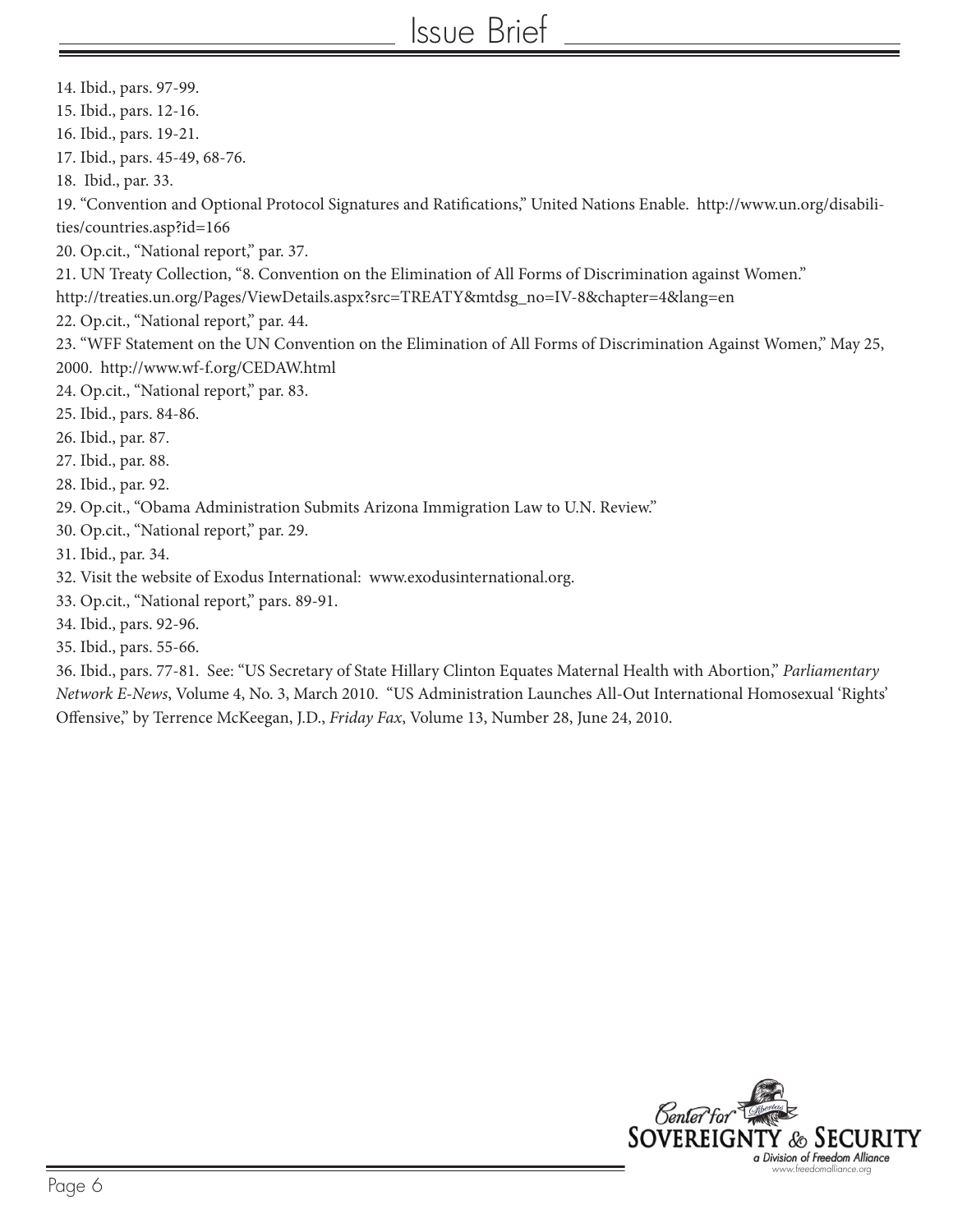14. Ibid., pars. 97-99.
15. Ibid., pars. 12-16.
16. Ibid., pars. 19-21.
17. Ibid., pars. 45-49, 68-76.
18. Ibid., par. 33.
19. "Convention and Optional Protocol Signatures and Ratifications," United Nations Enable. http://www.un.org/disabilities/countries.asp?id=166
20. Op.cit., "National report," par. 37.
21. UN Treaty Collection, "8. Convention on the Elimination of All Forms of Discrimination against Women." http://treaties.un.org/Pages/ViewDetails.aspx?src=TREATY&mtdsg_no=IV-8&chapter=4&lang=en
22. Op.cit., "National report," par. 44.
23. "WFF Statement on the UN Convention on the Elimination of All Forms of Discrimination Against Women," May 25, 2000. http://www.wf-f.org/CEDAW.html
24. Op.cit., "National report," par. 83.
25. Ibid., pars. 84-86.
26. Ibid., par. 87.
27. Ibid., par. 88.
28. Ibid., par. 92.
29. Op.cit., "Obama Administration Submits Arizona Immigration Law to U.N. Review."
30. Op.cit., "National report," par. 29.
31. Ibid., par. 34.
32. Visit the website of Exodus International: www.exodusinternational.org.
33. Op.cit., "National report," pars. 89-91.
34. Ibid., pars. 92-96.
35. Ibid., pars. 55-66.
36. Ibid., pars. 77-81. See: "US Secretary of State Hillary Clinton Equates Maternal Health with Abortion," *Parliamentary Network E-News*, Volume 4, No. 3, March 2010. "US Administration Launches All-Out International Homosexual 'Rights' Offensive," by Terrence McKeegan, J.D., *Friday Fax*, Volume 13, Number 28, June 24, 2010.

Center for Sovereignty & Security
a Division of Freedom Alliance
www.freedomalliance.org